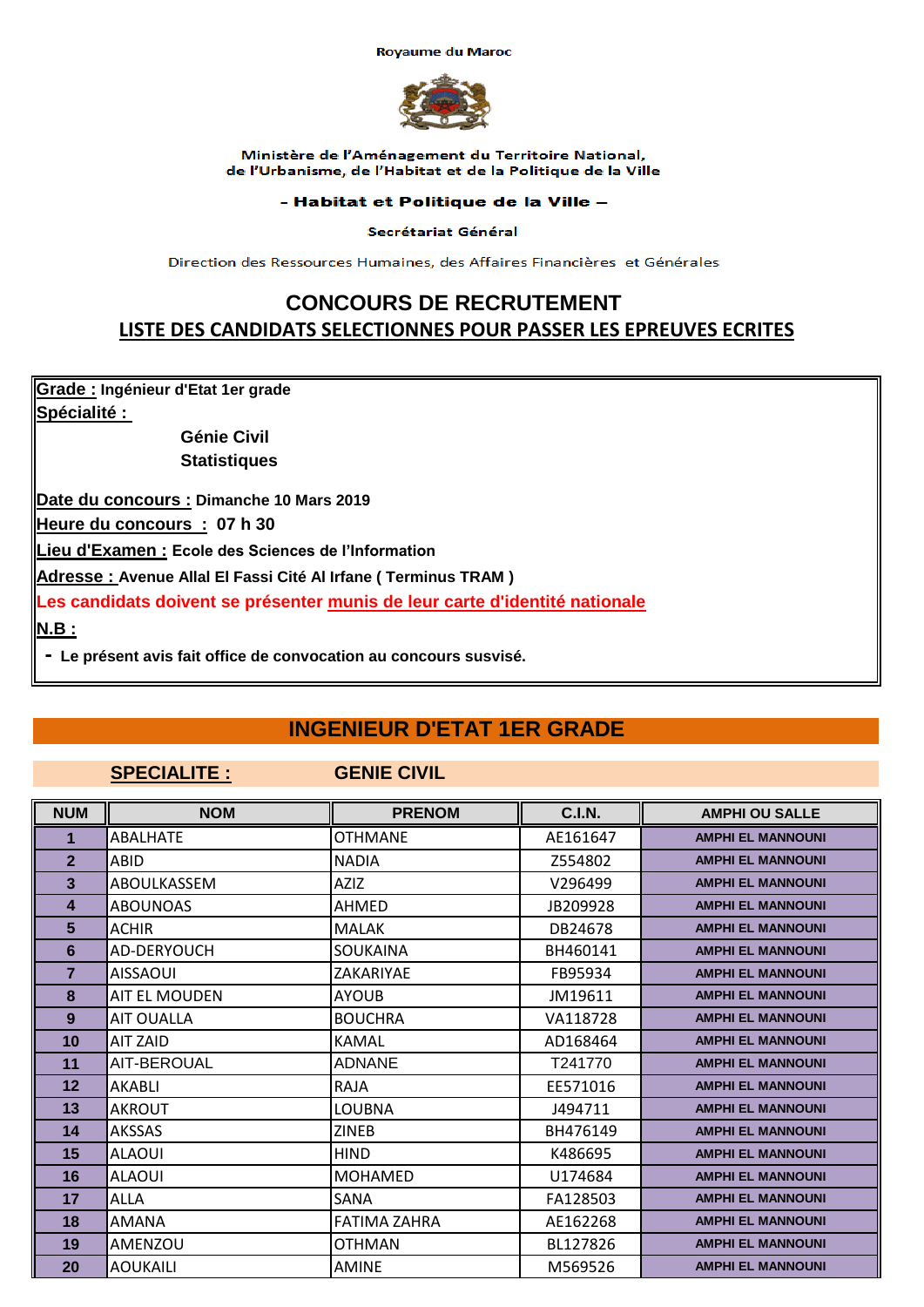Royaume du Maroc

Ministère de l'Aménagement du Territoire National,
de l'Urbanisme, de l'Habitat et de la Politique de la Ville

**- Habitat et Politique de la Ville –**

**Secrétariat Général**

Direction des Ressources Humaines, des Affaires Financières et Générales

# CONCOURS DE RECRUTEMENT

## LISTE DES CANDIDATS SELECTIONNES POUR PASSER LES EPREUVES ECRITES

**Grade :** Ingénieur d'Etat 1er grade

**Spécialité :**

- Génie Civil
- Statistiques

**Date du concours :** Dimanche 10 Mars 2019

**Heure du concours :** 07 h 30

**Lieu d'Examen :** Ecole des Sciences de l'Information

**Adresse :** Avenue Allal El Fassi Cité Al Irfane ( Terminus TRAM )

**Les candidats doivent se présenter munis de leur carte d'identité nationale**

**N.B :**

- Le présent avis fait office de convocation au concours susvisé.

## INGENIEUR D'ETAT 1ER GRADE

### SPECIALITE : GENIE CIVIL

| NUM | NOM | PRENOM | C.I.N. | AMPHI OU SALLE |
|---|---|---|---|---|
| 1 | ABALHATE | OTHMANE | AE161647 | AMPHI EL MANNOUNI |
| 2 | ABID | NADIA | Z554802 | AMPHI EL MANNOUNI |
| 3 | ABOULKASSEM | AZIZ | V296499 | AMPHI EL MANNOUNI |
| 4 | ABOUNOAS | AHMED | JB209928 | AMPHI EL MANNOUNI |
| 5 | ACHIR | MALAK | DB24678 | AMPHI EL MANNOUNI |
| 6 | AD-DERYOUCH | SOUKAINA | BH460141 | AMPHI EL MANNOUNI |
| 7 | AISSAOUI | ZAKARIYAE | FB95934 | AMPHI EL MANNOUNI |
| 8 | AIT EL MOUDEN | AYOUB | JM19611 | AMPHI EL MANNOUNI |
| 9 | AIT OUALLA | BOUCHRA | VA118728 | AMPHI EL MANNOUNI |
| 10 | AIT ZAID | KAMAL | AD168464 | AMPHI EL MANNOUNI |
| 11 | AIT-BEROUAL | ADNANE | T241770 | AMPHI EL MANNOUNI |
| 12 | AKABLI | RAJA | EE571016 | AMPHI EL MANNOUNI |
| 13 | AKROUT | LOUBNA | J494711 | AMPHI EL MANNOUNI |
| 14 | AKSSAS | ZINEB | BH476149 | AMPHI EL MANNOUNI |
| 15 | ALAOUI | HIND | K486695 | AMPHI EL MANNOUNI |
| 16 | ALAOUI | MOHAMED | U174684 | AMPHI EL MANNOUNI |
| 17 | ALLA | SANA | FA128503 | AMPHI EL MANNOUNI |
| 18 | AMANA | FATIMA ZAHRA | AE162268 | AMPHI EL MANNOUNI |
| 19 | AMENZOU | OTHMAN | BL127826 | AMPHI EL MANNOUNI |
| 20 | AOUKAILI | AMINE | M569526 | AMPHI EL MANNOUNI |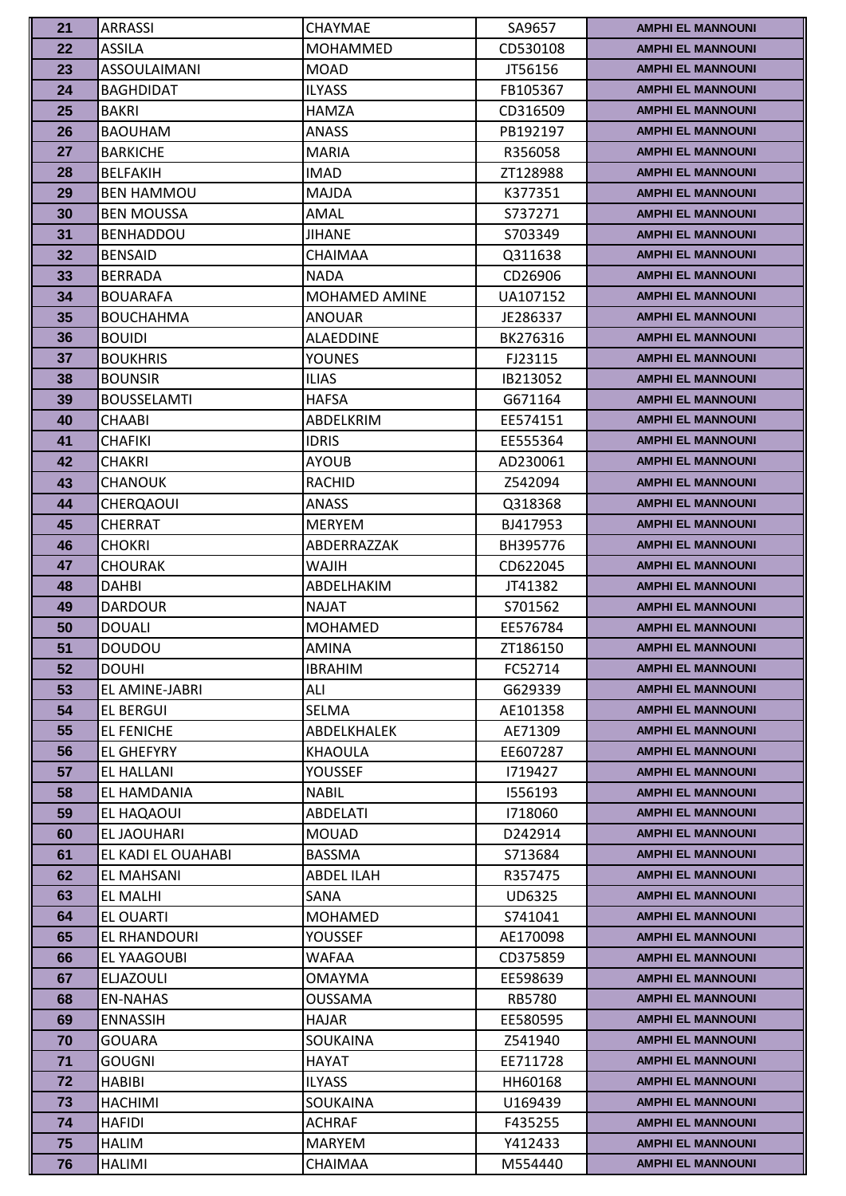| 21 | ARRASSI | CHAYMAE | SA9657 | AMPHI EL MANNOUNI |
|---|---|---|---|---|
| 22 | ASSILA | MOHAMMED | CD530108 | AMPHI EL MANNOUNI |
| 23 | ASSOULAIMANI | MOAD | JT56156 | AMPHI EL MANNOUNI |
| 24 | BAGHDIDAT | ILYASS | FB105367 | AMPHI EL MANNOUNI |
| 25 | BAKRI | HAMZA | CD316509 | AMPHI EL MANNOUNI |
| 26 | BAOUHAM | ANASS | PB192197 | AMPHI EL MANNOUNI |
| 27 | BARKICHE | MARIA | R356058 | AMPHI EL MANNOUNI |
| 28 | BELFAKIH | IMAD | ZT128988 | AMPHI EL MANNOUNI |
| 29 | BEN HAMMOU | MAJDA | K377351 | AMPHI EL MANNOUNI |
| 30 | BEN MOUSSA | AMAL | S737271 | AMPHI EL MANNOUNI |
| 31 | BENHADDOU | JIHANE | S703349 | AMPHI EL MANNOUNI |
| 32 | BENSAID | CHAIMAA | Q311638 | AMPHI EL MANNOUNI |
| 33 | BERRADA | NADA | CD26906 | AMPHI EL MANNOUNI |
| 34 | BOUARAFA | MOHAMED AMINE | UA107152 | AMPHI EL MANNOUNI |
| 35 | BOUCHAHMA | ANOUAR | JE286337 | AMPHI EL MANNOUNI |
| 36 | BOUIDI | ALAEDDINE | BK276316 | AMPHI EL MANNOUNI |
| 37 | BOUKHRIS | YOUNES | FJ23115 | AMPHI EL MANNOUNI |
| 38 | BOUNSIR | ILIAS | IB213052 | AMPHI EL MANNOUNI |
| 39 | BOUSSELAMTI | HAFSA | G671164 | AMPHI EL MANNOUNI |
| 40 | CHAABI | ABDELKRIM | EE574151 | AMPHI EL MANNOUNI |
| 41 | CHAFIKI | IDRIS | EE555364 | AMPHI EL MANNOUNI |
| 42 | CHAKRI | AYOUB | AD230061 | AMPHI EL MANNOUNI |
| 43 | CHANOUK | RACHID | Z542094 | AMPHI EL MANNOUNI |
| 44 | CHERQAOUI | ANASS | Q318368 | AMPHI EL MANNOUNI |
| 45 | CHERRAT | MERYEM | BJ417953 | AMPHI EL MANNOUNI |
| 46 | CHOKRI | ABDERRAZZAK | BH395776 | AMPHI EL MANNOUNI |
| 47 | CHOURAK | WAJIH | CD622045 | AMPHI EL MANNOUNI |
| 48 | DAHBI | ABDELHAKIM | JT41382 | AMPHI EL MANNOUNI |
| 49 | DARDOUR | NAJAT | S701562 | AMPHI EL MANNOUNI |
| 50 | DOUALI | MOHAMED | EE576784 | AMPHI EL MANNOUNI |
| 51 | DOUDOU | AMINA | ZT186150 | AMPHI EL MANNOUNI |
| 52 | DOUHI | IBRAHIM | FC52714 | AMPHI EL MANNOUNI |
| 53 | EL AMINE-JABRI | ALI | G629339 | AMPHI EL MANNOUNI |
| 54 | EL BERGUI | SELMA | AE101358 | AMPHI EL MANNOUNI |
| 55 | EL FENICHE | ABDELKHALEK | AE71309 | AMPHI EL MANNOUNI |
| 56 | EL GHEFYRY | KHAOULA | EE607287 | AMPHI EL MANNOUNI |
| 57 | EL HALLANI | YOUSSEF | I719427 | AMPHI EL MANNOUNI |
| 58 | EL HAMDANIA | NABIL | I556193 | AMPHI EL MANNOUNI |
| 59 | EL HAQAOUI | ABDELATI | I718060 | AMPHI EL MANNOUNI |
| 60 | EL JAOUHARI | MOUAD | D242914 | AMPHI EL MANNOUNI |
| 61 | EL KADI EL OUAHABI | BASSMA | S713684 | AMPHI EL MANNOUNI |
| 62 | EL MAHSANI | ABDEL ILAH | R357475 | AMPHI EL MANNOUNI |
| 63 | EL MALHI | SANA | UD6325 | AMPHI EL MANNOUNI |
| 64 | EL OUARTI | MOHAMED | S741041 | AMPHI EL MANNOUNI |
| 65 | EL RHANDOURI | YOUSSEF | AE170098 | AMPHI EL MANNOUNI |
| 66 | EL YAAGOUBI | WAFAA | CD375859 | AMPHI EL MANNOUNI |
| 67 | ELJAZOULI | OMAYMA | EE598639 | AMPHI EL MANNOUNI |
| 68 | EN-NAHAS | OUSSAMA | RB5780 | AMPHI EL MANNOUNI |
| 69 | ENNASSIH | HAJAR | EE580595 | AMPHI EL MANNOUNI |
| 70 | GOUARA | SOUKAINA | Z541940 | AMPHI EL MANNOUNI |
| 71 | GOUGNI | HAYAT | EE711728 | AMPHI EL MANNOUNI |
| 72 | HABIBI | ILYASS | HH60168 | AMPHI EL MANNOUNI |
| 73 | HACHIMI | SOUKAINA | U169439 | AMPHI EL MANNOUNI |
| 74 | HAFIDI | ACHRAF | F435255 | AMPHI EL MANNOUNI |
| 75 | HALIM | MARYEM | Y412433 | AMPHI EL MANNOUNI |
| 76 | HALIMI | CHAIMAA | M554440 | AMPHI EL MANNOUNI |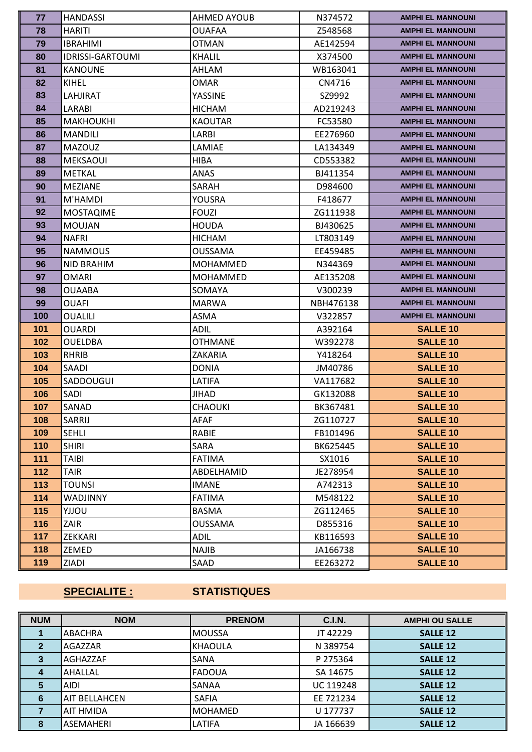| | | | | |
|---|---|---|---|---|
| 77 | HANDASSI | AHMED AYOUB | N374572 | AMPHI EL MANNOUNI |
| 78 | HARITI | OUAFAA | Z548568 | AMPHI EL MANNOUNI |
| 79 | IBRAHIMI | OTMAN | AE142594 | AMPHI EL MANNOUNI |
| 80 | IDRISSI-GARTOUMI | KHALIL | X374500 | AMPHI EL MANNOUNI |
| 81 | KANOUNE | AHLAM | WB163041 | AMPHI EL MANNOUNI |
| 82 | KIHEL | OMAR | CN4716 | AMPHI EL MANNOUNI |
| 83 | LAHJIRAT | YASSINE | SZ9992 | AMPHI EL MANNOUNI |
| 84 | LARABI | HICHAM | AD219243 | AMPHI EL MANNOUNI |
| 85 | MAKHOUKHI | KAOUTAR | FC53580 | AMPHI EL MANNOUNI |
| 86 | MANDILI | LARBI | EE276960 | AMPHI EL MANNOUNI |
| 87 | MAZOUZ | LAMIAE | LA134349 | AMPHI EL MANNOUNI |
| 88 | MEKSAOUI | HIBA | CD553382 | AMPHI EL MANNOUNI |
| 89 | METKAL | ANAS | BJ411354 | AMPHI EL MANNOUNI |
| 90 | MEZIANE | SARAH | D984600 | AMPHI EL MANNOUNI |
| 91 | M'HAMDI | YOUSRA | F418677 | AMPHI EL MANNOUNI |
| 92 | MOSTAQIME | FOUZI | ZG111938 | AMPHI EL MANNOUNI |
| 93 | MOUJAN | HOUDA | BJ430625 | AMPHI EL MANNOUNI |
| 94 | NAFRI | HICHAM | LT803149 | AMPHI EL MANNOUNI |
| 95 | NAMMOUS | OUSSAMA | EE459485 | AMPHI EL MANNOUNI |
| 96 | NID BRAHIM | MOHAMMED | N344369 | AMPHI EL MANNOUNI |
| 97 | OMARI | MOHAMMED | AE135208 | AMPHI EL MANNOUNI |
| 98 | OUAABA | SOMAYA | V300239 | AMPHI EL MANNOUNI |
| 99 | OUAFI | MARWA | NBH476138 | AMPHI EL MANNOUNI |
| 100 | OUALILI | ASMA | V322857 | AMPHI EL MANNOUNI |
| 101 | OUARDI | ADIL | A392164 | SALLE 10 |
| 102 | OUELDBA | OTHMANE | W392278 | SALLE 10 |
| 103 | RHRIB | ZAKARIA | Y418264 | SALLE 10 |
| 104 | SAADI | DONIA | JM40786 | SALLE 10 |
| 105 | SADDOUGUI | LATIFA | VA117682 | SALLE 10 |
| 106 | SADI | JIHAD | GK132088 | SALLE 10 |
| 107 | SANAD | CHAOUKI | BK367481 | SALLE 10 |
| 108 | SARRIJ | AFAF | ZG110727 | SALLE 10 |
| 109 | SEHLI | RABIE | FB101496 | SALLE 10 |
| 110 | SHIRI | SARA | BK625445 | SALLE 10 |
| 111 | TAIBI | FATIMA | SX1016 | SALLE 10 |
| 112 | TAIR | ABDELHAMID | JE278954 | SALLE 10 |
| 113 | TOUNSI | IMANE | A742313 | SALLE 10 |
| 114 | WADJINNY | FATIMA | M548122 | SALLE 10 |
| 115 | YJJOU | BASMA | ZG112465 | SALLE 10 |
| 116 | ZAIR | OUSSAMA | D855316 | SALLE 10 |
| 117 | ZEKKARI | ADIL | KB116593 | SALLE 10 |
| 118 | ZEMED | NAJIB | JA166738 | SALLE 10 |
| 119 | ZIADI | SAAD | EE263272 | SALLE 10 |

**SPECIALITE :** **STATISTIQUES**

| NUM | NOM | PRENOM | C.I.N. | AMPHI OU SALLE |
|---|---|---|---|---|
| 1 | ABACHRA | MOUSSA | JT 42229 | SALLE 12 |
| 2 | AGAZZAR | KHAOULA | N 389754 | SALLE 12 |
| 3 | AGHAZZAF | SANA | P 275364 | SALLE 12 |
| 4 | AHALLAL | FADOUA | SA 14675 | SALLE 12 |
| 5 | AIDI | SANAA | UC 119248 | SALLE 12 |
| 6 | AIT BELLAHCEN | SAFIA | EE 721234 | SALLE 12 |
| 7 | AIT HMIDA | MOHAMED | U 177737 | SALLE 12 |
| 8 | ASEMAHERI | LATIFA | JA 166639 | SALLE 12 |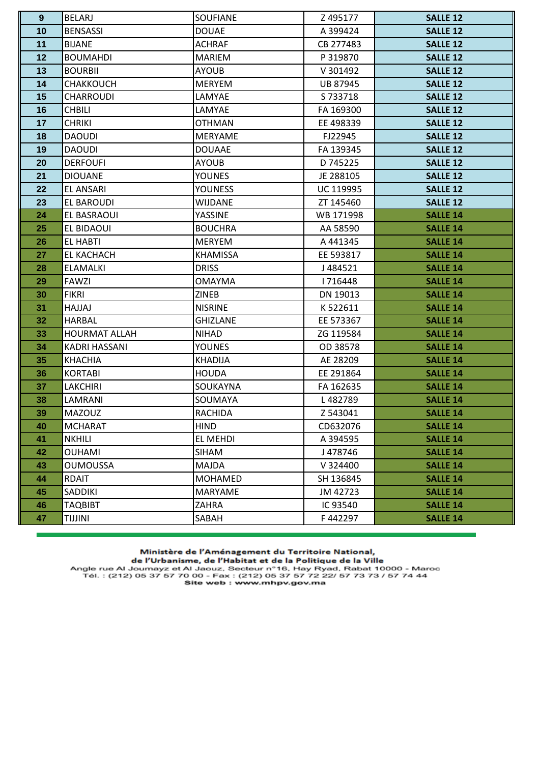| | | | | |
|---|---|---|---|---|
| 9 | BELARJ | SOUFIANE | Z 495177 | SALLE 12 |
| 10 | BENSASSI | DOUAE | A 399424 | SALLE 12 |
| 11 | BIJANE | ACHRAF | CB 277483 | SALLE 12 |
| 12 | BOUMAHDI | MARIEM | P 319870 | SALLE 12 |
| 13 | BOURBII | AYOUB | V 301492 | SALLE 12 |
| 14 | CHAKKOUCH | MERYEM | UB 87945 | SALLE 12 |
| 15 | CHARROUDI | LAMYAE | S 733718 | SALLE 12 |
| 16 | CHBILI | LAMYAE | FA 169300 | SALLE 12 |
| 17 | CHRIKI | OTHMAN | EE 498339 | SALLE 12 |
| 18 | DAOUDI | MERYAME | FJ22945 | SALLE 12 |
| 19 | DAOUDI | DOUAAE | FA 139345 | SALLE 12 |
| 20 | DERFOUFI | AYOUB | D 745225 | SALLE 12 |
| 21 | DIOUANE | YOUNES | JE 288105 | SALLE 12 |
| 22 | EL ANSARI | YOUNESS | UC 119995 | SALLE 12 |
| 23 | EL BAROUDI | WIJDANE | ZT 145460 | SALLE 12 |
| 24 | EL BASRAOUI | YASSINE | WB 171998 | SALLE 14 |
| 25 | EL BIDAOUI | BOUCHRA | AA 58590 | SALLE 14 |
| 26 | EL HABTI | MERYEM | A 441345 | SALLE 14 |
| 27 | EL KACHACH | KHAMISSA | EE 593817 | SALLE 14 |
| 28 | ELAMALKI | DRISS | J 484521 | SALLE 14 |
| 29 | FAWZI | OMAYMA | I 716448 | SALLE 14 |
| 30 | FIKRI | ZINEB | DN 19013 | SALLE 14 |
| 31 | HAJJAJ | NISRINE | K 522611 | SALLE 14 |
| 32 | HARBAL | GHIZLANE | EE 573367 | SALLE 14 |
| 33 | HOURMAT ALLAH | NIHAD | ZG 119584 | SALLE 14 |
| 34 | KADRI HASSANI | YOUNES | OD 38578 | SALLE 14 |
| 35 | KHACHIA | KHADIJA | AE 28209 | SALLE 14 |
| 36 | KORTABI | HOUDA | EE 291864 | SALLE 14 |
| 37 | LAKCHIRI | SOUKAYNA | FA 162635 | SALLE 14 |
| 38 | LAMRANI | SOUMAYA | L 482789 | SALLE 14 |
| 39 | MAZOUZ | RACHIDA | Z 543041 | SALLE 14 |
| 40 | MCHARAT | HIND | CD632076 | SALLE 14 |
| 41 | NKHILI | EL MEHDI | A 394595 | SALLE 14 |
| 42 | OUHAMI | SIHAM | J 478746 | SALLE 14 |
| 43 | OUMOUSSA | MAJDA | V 324400 | SALLE 14 |
| 44 | RDAIT | MOHAMED | SH 136845 | SALLE 14 |
| 45 | SADDIKI | MARYAME | JM 42723 | SALLE 14 |
| 46 | TAQBIBT | ZAHRA | IC 93540 | SALLE 14 |
| 47 | TIJJINI | SABAH | F 442297 | SALLE 14 |

**Ministère de l'Aménagement du Territoire National,**
**de l'Urbanisme, de l'Habitat et de la Politique de la Ville**
Angle rue Al Joumayz et Al Jaouz, Secteur n°16, Hay Ryad, Rabat 10000 - Maroc
Tél. : (212) 05 37 57 70 00 - Fax : (212) 05 37 57 72 22/ 57 73 73 / 57 74 44
**Site web : www.mhpv.gov.ma**